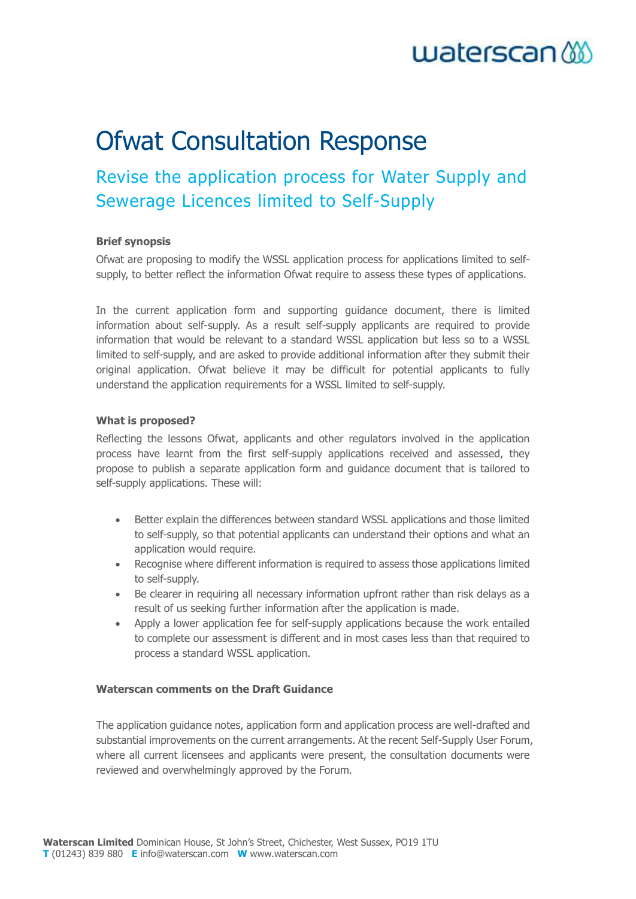# Ofwat Consultation Response

## Revise the application process for Water Supply and Sewerage Licences limited to Self-Supply

**Brief synopsis**

Ofwat are proposing to modify the WSSL application process for applications limited to self-supply, to better reflect the information Ofwat require to assess these types of applications.

In the current application form and supporting guidance document, there is limited information about self-supply. As a result self-supply applicants are required to provide information that would be relevant to a standard WSSL application but less so to a WSSL limited to self-supply, and are asked to provide additional information after they submit their original application. Ofwat believe it may be difficult for potential applicants to fully understand the application requirements for a WSSL limited to self-supply.

**What is proposed?**

Reflecting the lessons Ofwat, applicants and other regulators involved in the application process have learnt from the first self-supply applications received and assessed, they propose to publish a separate application form and guidance document that is tailored to self-supply applications. These will:

- Better explain the differences between standard WSSL applications and those limited to self-supply, so that potential applicants can understand their options and what an application would require.
- Recognise where different information is required to assess those applications limited to self-supply.
- Be clearer in requiring all necessary information upfront rather than risk delays as a result of us seeking further information after the application is made.
- Apply a lower application fee for self-supply applications because the work entailed to complete our assessment is different and in most cases less than that required to process a standard WSSL application.

**Waterscan comments on the Draft Guidance**

The application guidance notes, application form and application process are well-drafted and substantial improvements on the current arrangements. At the recent Self-Supply User Forum, where all current licensees and applicants were present, the consultation documents were reviewed and overwhelmingly approved by the Forum.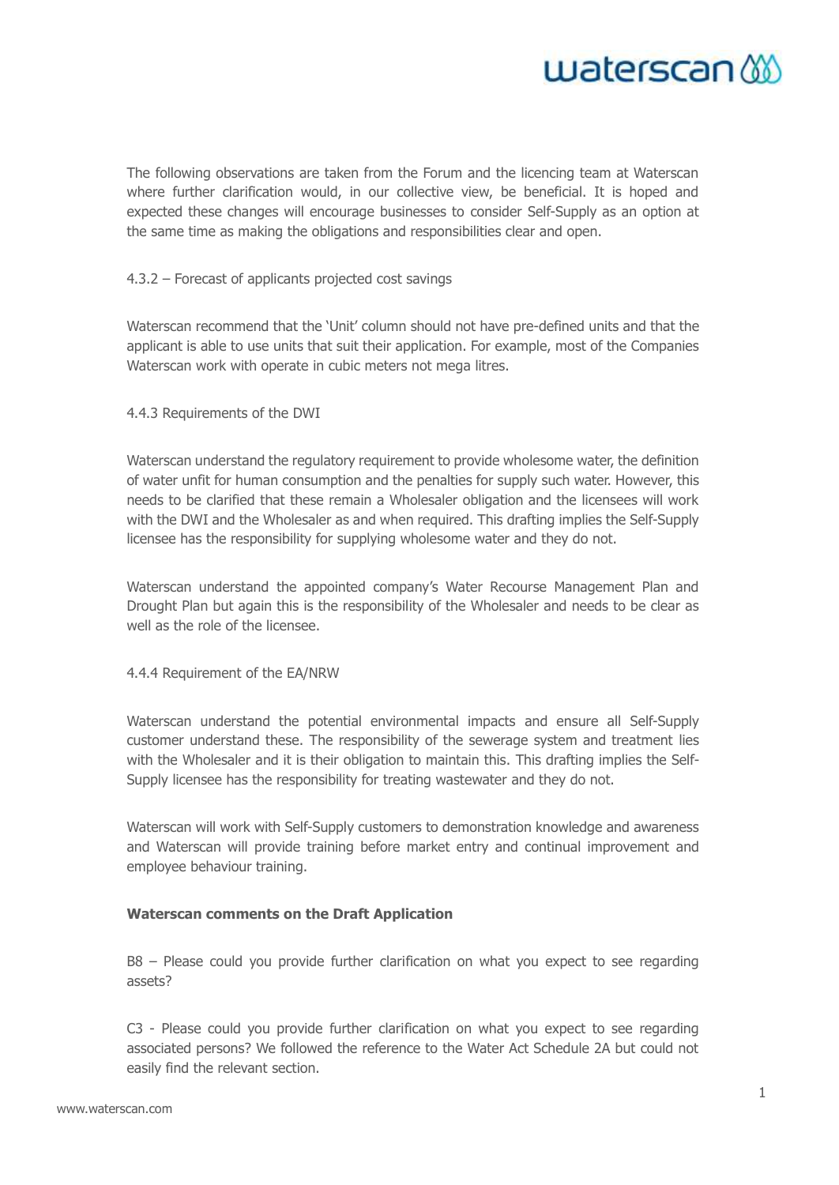The following observations are taken from the Forum and the licencing team at Waterscan where further clarification would, in our collective view, be beneficial. It is hoped and expected these changes will encourage businesses to consider Self-Supply as an option at the same time as making the obligations and responsibilities clear and open.

4.3.2 – Forecast of applicants projected cost savings

Waterscan recommend that the 'Unit' column should not have pre-defined units and that the applicant is able to use units that suit their application. For example, most of the Companies Waterscan work with operate in cubic meters not mega litres.

4.4.3 Requirements of the DWI

Waterscan understand the regulatory requirement to provide wholesome water, the definition of water unfit for human consumption and the penalties for supply such water. However, this needs to be clarified that these remain a Wholesaler obligation and the licensees will work with the DWI and the Wholesaler as and when required. This drafting implies the Self-Supply licensee has the responsibility for supplying wholesome water and they do not.

Waterscan understand the appointed company's Water Recourse Management Plan and Drought Plan but again this is the responsibility of the Wholesaler and needs to be clear as well as the role of the licensee.

4.4.4 Requirement of the EA/NRW

Waterscan understand the potential environmental impacts and ensure all Self-Supply customer understand these. The responsibility of the sewerage system and treatment lies with the Wholesaler and it is their obligation to maintain this. This drafting implies the Self-Supply licensee has the responsibility for treating wastewater and they do not.

Waterscan will work with Self-Supply customers to demonstration knowledge and awareness and Waterscan will provide training before market entry and continual improvement and employee behaviour training.

**Waterscan comments on the Draft Application**

B8 – Please could you provide further clarification on what you expect to see regarding assets?

C3 - Please could you provide further clarification on what you expect to see regarding associated persons? We followed the reference to the Water Act Schedule 2A but could not easily find the relevant section.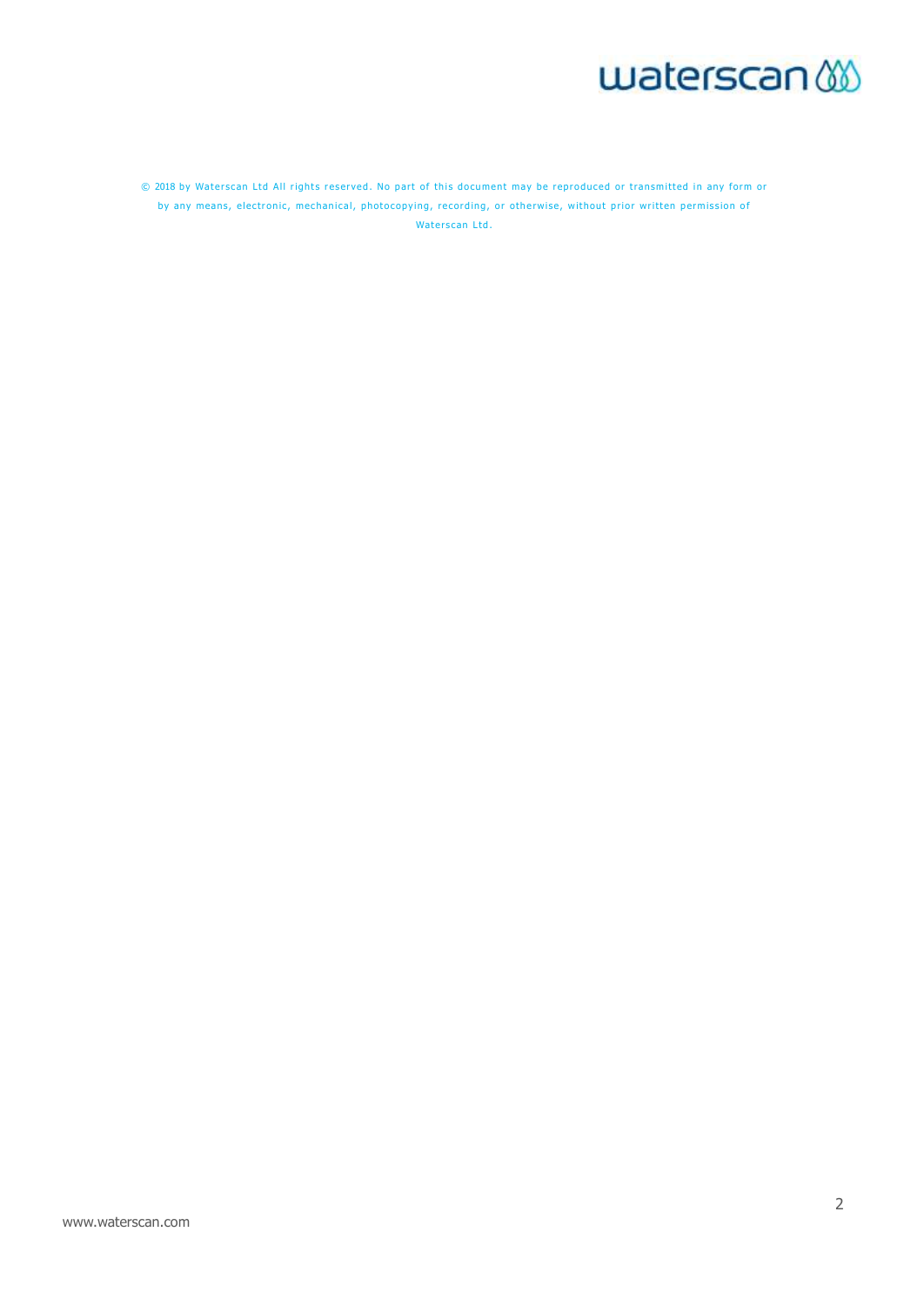© 2018 by Waterscan Ltd All rights reserved. No part of this document may be reproduced or transmitted in any form or by any means, electronic, mechanical, photocopying, recording, or otherwise, without prior written permission of Waterscan Ltd.